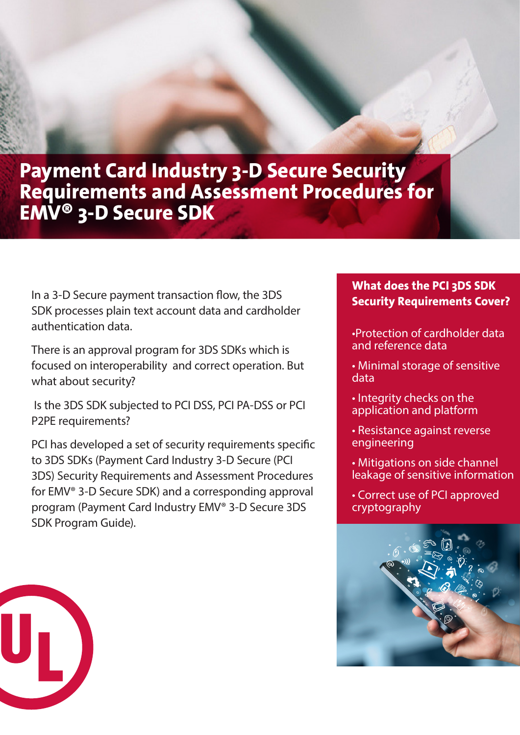# Payment Card Industry 3-D Secure Security Requirements and Assessment Procedures for EMV® 3-D Secure SDK

In a 3-D Secure payment transaction flow, the 3DS SDK processes plain text account data and cardholder authentication data.

There is an approval program for 3DS SDKs which is focused on interoperability and correct operation. But what about security?

Is the 3DS SDK subjected to PCI DSS, PCI PA-DSS or PCI P2PE requirements?

PCI has developed a set of security requirements specific to 3DS SDKs (Payment Card Industry 3-D Secure (PCI 3DS) Security Requirements and Assessment Procedures for EMV® 3-D Secure SDK) and a corresponding approval program (Payment Card Industry EMV® 3-D Secure 3DS SDK Program Guide).

## What does the PCI 3DS SDK Security Requirements Cover?

- Protection of cardholder data and reference data
- Minimal storage of sensitive data
- Integrity checks on the application and platform
- Resistance against reverse engineering
- Mitigations on side channel leakage of sensitive information
- Correct use of PCI approved cryptography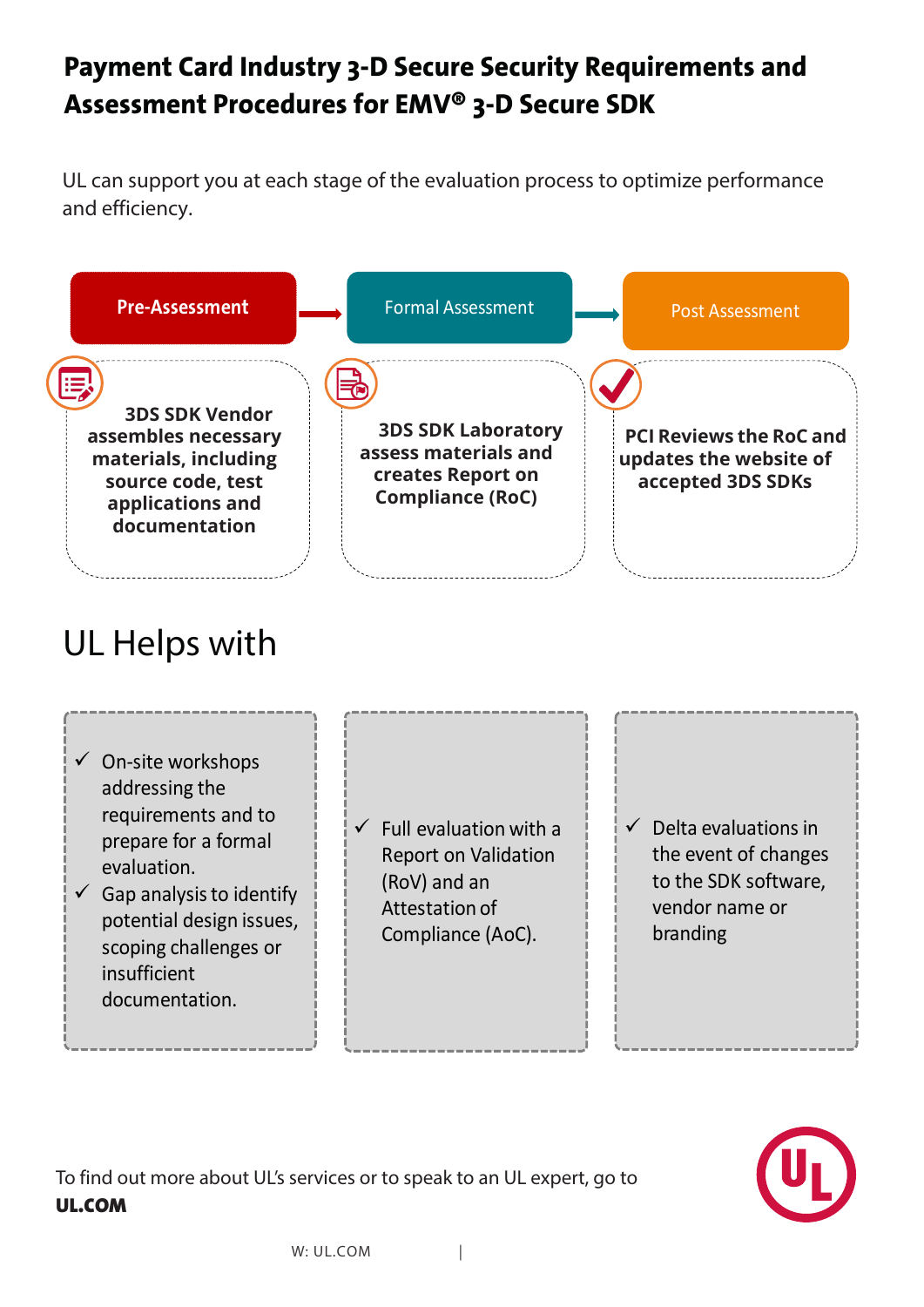## Payment Card Industry 3-D Secure Security Requirements and Assessment Procedures for EMV® 3-D Secure SDK

UL can support you at each stage of the evaluation process to optimize performance and efficiency.

**Pre-Assessment** → **Formal Assessment** → **Post Assessment**

**Pre-Assessment:** 3DS SDK Vendor assembles necessary materials, including source code, test applications and documentation

**Formal Assessment:** 3DS SDK Laboratory assess materials and creates Report on Compliance (RoC)

**Post Assessment:** PCI Reviews the RoC and updates the website of accepted 3DS SDKs

# UL Helps with

- ✓ On-site workshops addressing the requirements and to prepare for a formal evaluation.
- ✓ Gap analysis to identify potential design issues, scoping challenges or insufficient documentation.

- ✓ Full evaluation with a Report on Validation (RoV) and an Attestation of Compliance (AoC).

- ✓ Delta evaluations in the event of changes to the SDK software, vendor name or branding

To find out more about UL's services or to speak to an UL expert, go to **UL.COM**

W: UL.COM |